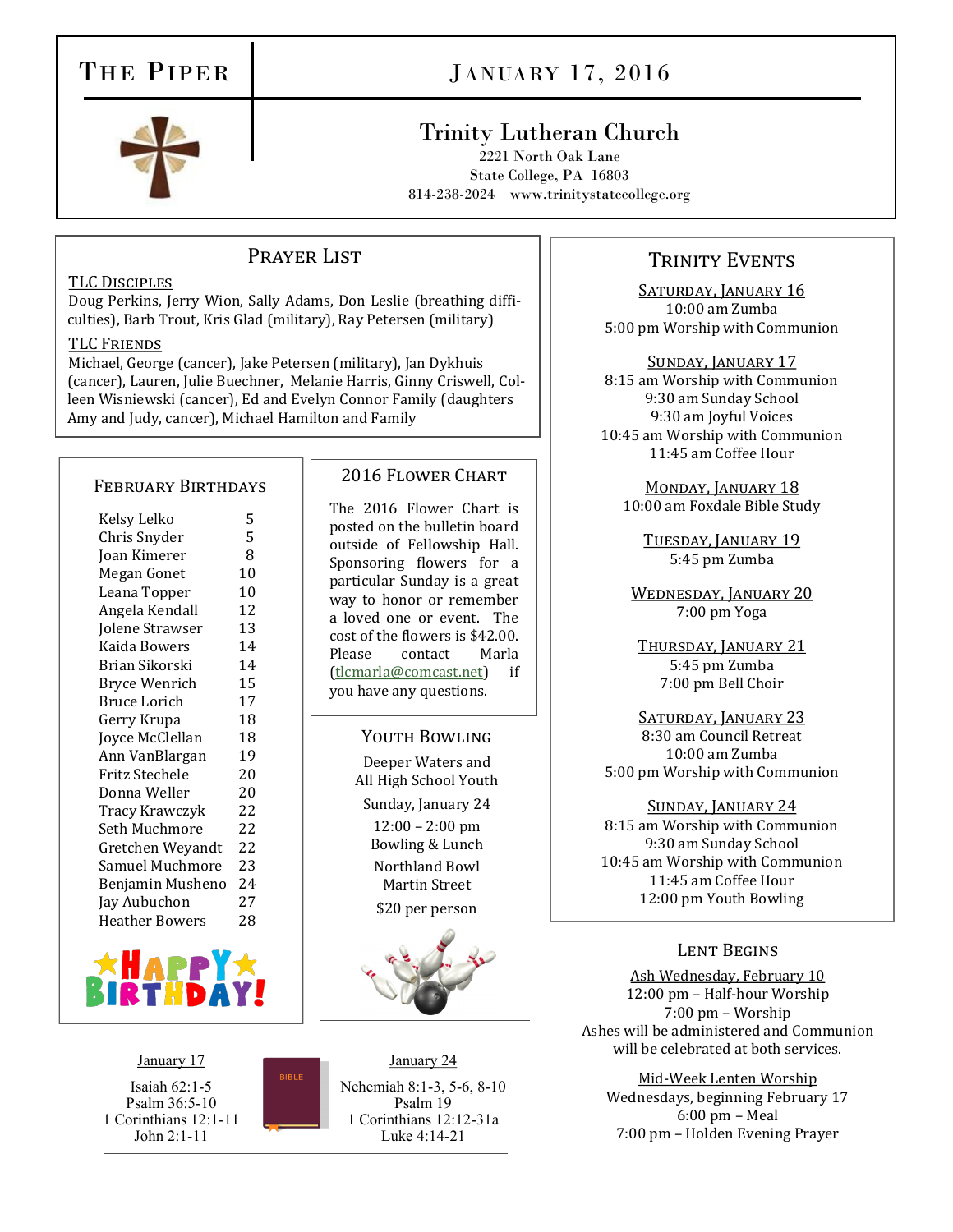# The Piper

## January 17, 2016

## Trinity Lutheran Church

2221 North Oak Lane
State College, PA 16803
814-238-2024 www.trinitystatecollege.org

## Prayer List

**TLC Disciples**

Doug Perkins, Jerry Wion, Sally Adams, Don Leslie (breathing difficulties), Barb Trout, Kris Glad (military), Ray Petersen (military)

**TLC Friends**

Michael, George (cancer), Jake Petersen (military), Jan Dykhuis (cancer), Lauren, Julie Buechner, Melanie Harris, Ginny Criswell, Colleen Wisniewski (cancer), Ed and Evelyn Connor Family (daughters Amy and Judy, cancer), Michael Hamilton and Family

## February Birthdays

| Name | Date |
|---|---|
| Kelsy Lelko | 5 |
| Chris Snyder | 5 |
| Joan Kimerer | 8 |
| Megan Gonet | 10 |
| Leana Topper | 10 |
| Angela Kendall | 12 |
| Jolene Strawser | 13 |
| Kaida Bowers | 14 |
| Brian Sikorski | 14 |
| Bryce Wenrich | 15 |
| Bruce Lorich | 17 |
| Gerry Krupa | 18 |
| Joyce McClellan | 18 |
| Ann VanBlargan | 19 |
| Fritz Stechele | 20 |
| Donna Weller | 20 |
| Tracy Krawczyk | 22 |
| Seth Muchmore | 22 |
| Gretchen Weyandt | 22 |
| Samuel Muchmore | 23 |
| Benjamin Musheno | 24 |
| Jay Aubuchon | 27 |
| Heather Bowers | 28 |

HAPPY BIRTHDAY!

## 2016 Flower Chart

The 2016 Flower Chart is posted on the bulletin board outside of Fellowship Hall. Sponsoring flowers for a particular Sunday is a great way to honor or remember a loved one or event. The cost of the flowers is $42.00. Please contact Marla (tlcmarla@comcast.net) if you have any questions.

## Youth Bowling

Deeper Waters and
All High School Youth

Sunday, January 24

12:00 – 2:00 pm
Bowling & Lunch

Northland Bowl
Martin Street

$20 per person

**January 17**

Isaiah 62:1-5
Psalm 36:5-10
1 Corinthians 12:1-11
John 2:1-11

**January 24**

Nehemiah 8:1-3, 5-6, 8-10
Psalm 19
1 Corinthians 12:12-31a
Luke 4:14-21

## Trinity Events

**Saturday, January 16**
10:00 am Zumba
5:00 pm Worship with Communion

**Sunday, January 17**
8:15 am Worship with Communion
9:30 am Sunday School
9:30 am Joyful Voices
10:45 am Worship with Communion
11:45 am Coffee Hour

**Monday, January 18**
10:00 am Foxdale Bible Study

**Tuesday, January 19**
5:45 pm Zumba

**Wednesday, January 20**
7:00 pm Yoga

**Thursday, January 21**
5:45 pm Zumba
7:00 pm Bell Choir

**Saturday, January 23**
8:30 am Council Retreat
10:00 am Zumba
5:00 pm Worship with Communion

**Sunday, January 24**
8:15 am Worship with Communion
9:30 am Sunday School
10:45 am Worship with Communion
11:45 am Coffee Hour
12:00 pm Youth Bowling

## Lent Begins

**Ash Wednesday, February 10**
12:00 pm – Half-hour Worship
7:00 pm – Worship
Ashes will be administered and Communion will be celebrated at both services.

**Mid-Week Lenten Worship**
Wednesdays, beginning February 17
6:00 pm – Meal
7:00 pm – Holden Evening Prayer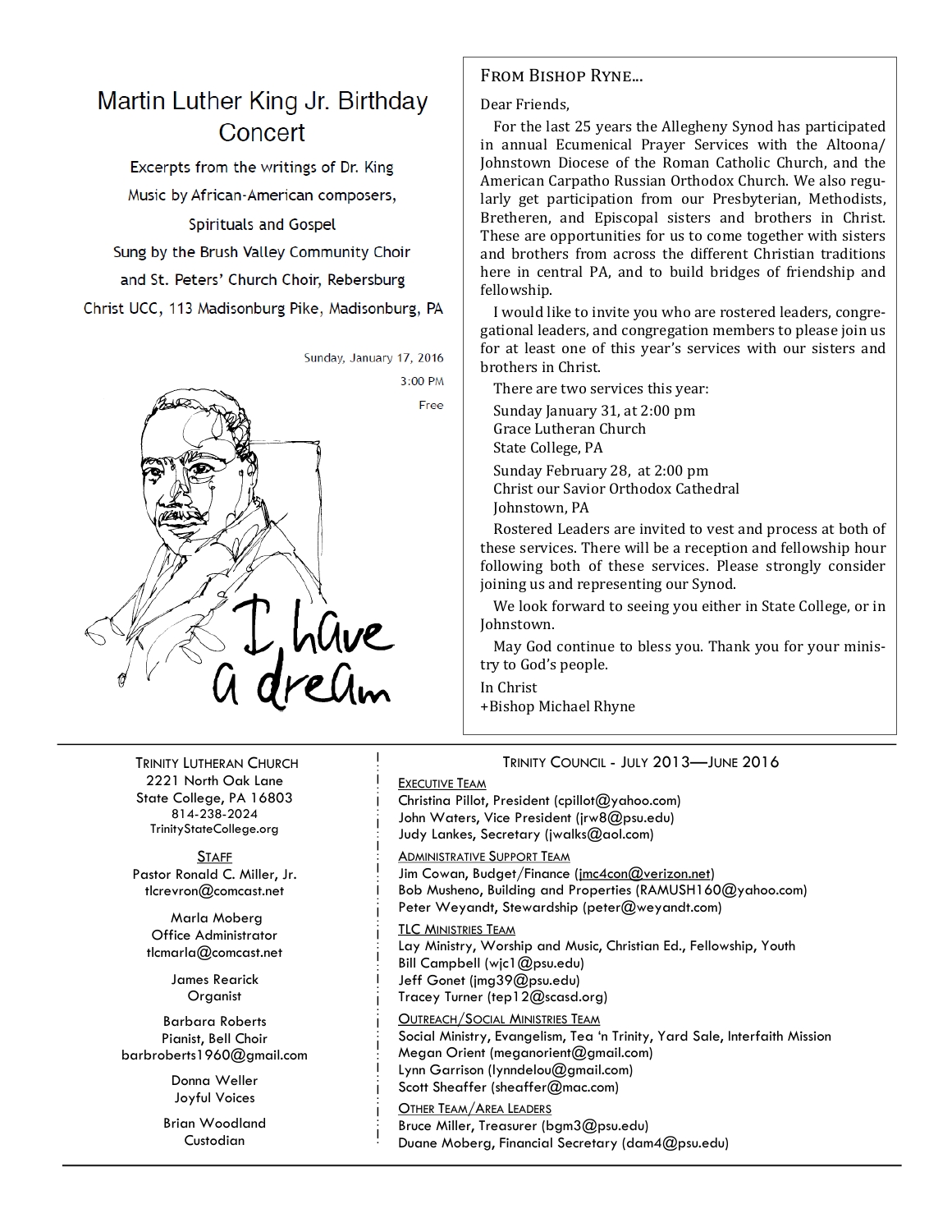# Martin Luther King Jr. Birthday Concert

Excerpts from the writings of Dr. King

Music by African-American composers,

Spirituals and Gospel

Sung by the Brush Valley Community Choir

and St. Peters' Church Choir, Rebersburg

Christ UCC, 113 Madisonburg Pike, Madisonburg, PA

Sunday, January 17, 2016

3:00 PM

Free

I have a dream

## From Bishop Ryne...

Dear Friends,

For the last 25 years the Allegheny Synod has participated in annual Ecumenical Prayer Services with the Altoona/ Johnstown Diocese of the Roman Catholic Church, and the American Carpatho Russian Orthodox Church. We also regularly get participation from our Presbyterian, Methodists, Bretheren, and Episcopal sisters and brothers in Christ. These are opportunities for us to come together with sisters and brothers from across the different Christian traditions here in central PA, and to build bridges of friendship and fellowship.

I would like to invite you who are rostered leaders, congregational leaders, and congregation members to please join us for at least one of this year's services with our sisters and brothers in Christ.

There are two services this year:

Sunday January 31, at 2:00 pm
Grace Lutheran Church
State College, PA

Sunday February 28, at 2:00 pm
Christ our Savior Orthodox Cathedral
Johnstown, PA

Rostered Leaders are invited to vest and process at both of these services. There will be a reception and fellowship hour following both of these services. Please strongly consider joining us and representing our Synod.

We look forward to seeing you either in State College, or in Johnstown.

May God continue to bless you. Thank you for your ministry to God's people.

In Christ
+Bishop Michael Rhyne

---

**Trinity Lutheran Church**
2221 North Oak Lane
State College, PA 16803
814-238-2024
TrinityStateCollege.org

**Staff**

Pastor Ronald C. Miller, Jr.
tlcrevron@comcast.net

Marla Moberg
Office Administrator
tlcmarla@comcast.net

James Rearick
Organist

Barbara Roberts
Pianist, Bell Choir
barbroberts1960@gmail.com

Donna Weller
Joyful Voices

Brian Woodland
Custodian

**Trinity Council - July 2013—June 2016**

**Executive Team**
Christina Pillot, President (cpillot@yahoo.com)
John Waters, Vice President (jrw8@psu.edu)
Judy Lankes, Secretary (jwalks@aol.com)

**Administrative Support Team**
Jim Cowan, Budget/Finance (jmc4con@verizon.net)
Bob Musheno, Building and Properties (RAMUSH160@yahoo.com)
Peter Weyandt, Stewardship (peter@weyandt.com)

**TLC Ministries Team**
Lay Ministry, Worship and Music, Christian Ed., Fellowship, Youth
Bill Campbell (wjc1@psu.edu)
Jeff Gonet (jmg39@psu.edu)
Tracey Turner (tep12@scasd.org)

**Outreach/Social Ministries Team**
Social Ministry, Evangelism, Tea 'n Trinity, Yard Sale, Interfaith Mission
Megan Orient (meganorient@gmail.com)
Lynn Garrison (lynndelou@gmail.com)
Scott Sheaffer (sheaffer@mac.com)

**Other Team/Area Leaders**
Bruce Miller, Treasurer (bgm3@psu.edu)
Duane Moberg, Financial Secretary (dam4@psu.edu)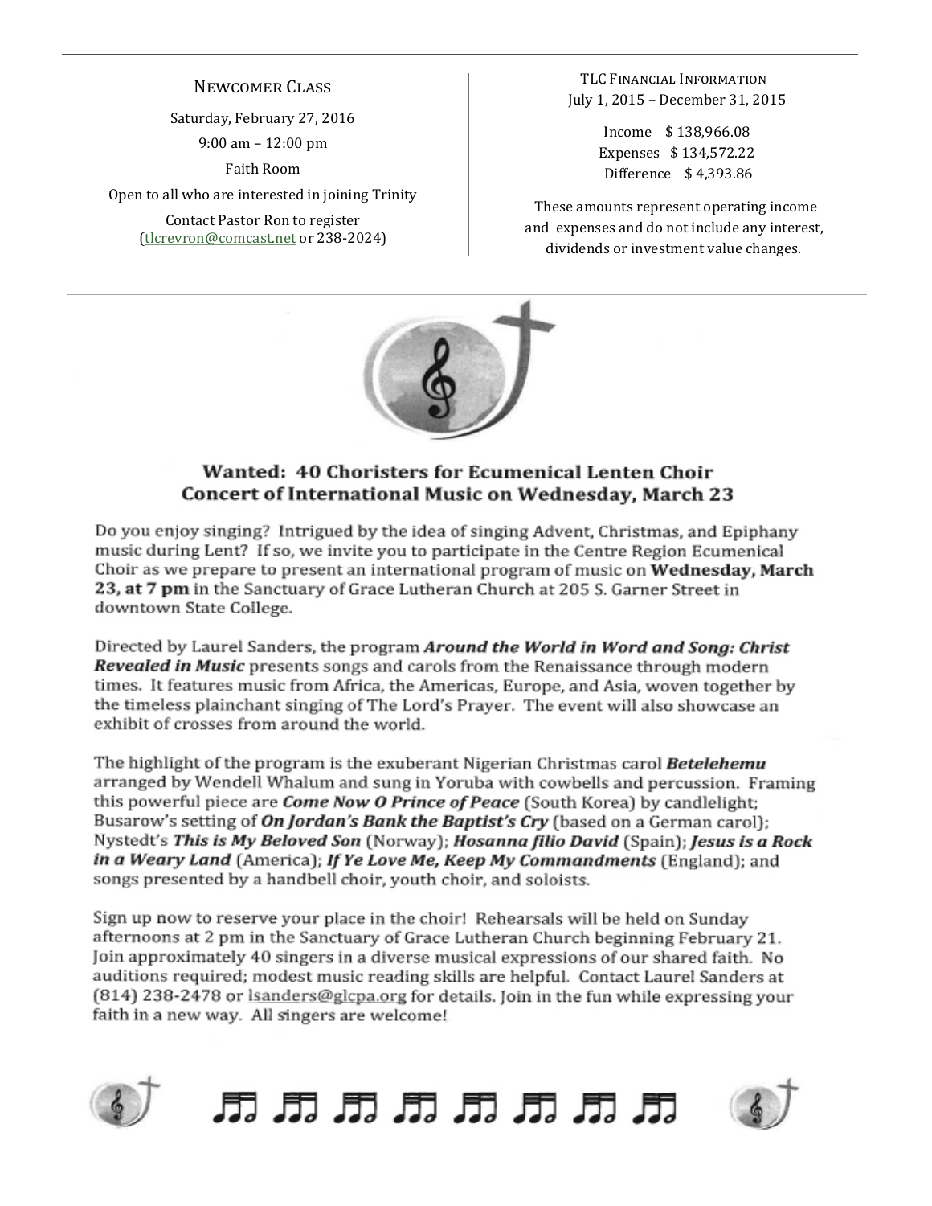## Newcomer Class

Saturday, February 27, 2016

9:00 am – 12:00 pm

Faith Room

Open to all who are interested in joining Trinity

Contact Pastor Ron to register (tlcrevron@comcast.net or 238-2024)

## TLC Financial Information

July 1, 2015 – December 31, 2015

Income $ 138,966.08

Expenses $ 134,572.22

Difference $ 4,393.86

These amounts represent operating income and expenses and do not include any interest, dividends or investment value changes.

## Wanted: 40 Choristers for Ecumenical Lenten Choir Concert of International Music on Wednesday, March 23

Do you enjoy singing? Intrigued by the idea of singing Advent, Christmas, and Epiphany music during Lent? If so, we invite you to participate in the Centre Region Ecumenical Choir as we prepare to present an international program of music on **Wednesday, March 23, at 7 pm** in the Sanctuary of Grace Lutheran Church at 205 S. Garner Street in downtown State College.

Directed by Laurel Sanders, the program ***Around the World in Word and Song: Christ Revealed in Music*** presents songs and carols from the Renaissance through modern times. It features music from Africa, the Americas, Europe, and Asia, woven together by the timeless plainchant singing of The Lord's Prayer. The event will also showcase an exhibit of crosses from around the world.

The highlight of the program is the exuberant Nigerian Christmas carol ***Betelehemu*** arranged by Wendell Whalum and sung in Yoruba with cowbells and percussion. Framing this powerful piece are ***Come Now O Prince of Peace*** (South Korea) by candlelight; Busarow's setting of ***On Jordan's Bank the Baptist's Cry*** (based on a German carol); Nystedt's ***This is My Beloved Son*** (Norway); ***Hosanna filio David*** (Spain); ***Jesus is a Rock in a Weary Land*** (America); ***If Ye Love Me, Keep My Commandments*** (England); and songs presented by a handbell choir, youth choir, and soloists.

Sign up now to reserve your place in the choir! Rehearsals will be held on Sunday afternoons at 2 pm in the Sanctuary of Grace Lutheran Church beginning February 21. Join approximately 40 singers in a diverse musical expressions of our shared faith. No auditions required; modest music reading skills are helpful. Contact Laurel Sanders at (814) 238-2478 or lsanders@glcpa.org for details. Join in the fun while expressing your faith in a new way. All singers are welcome!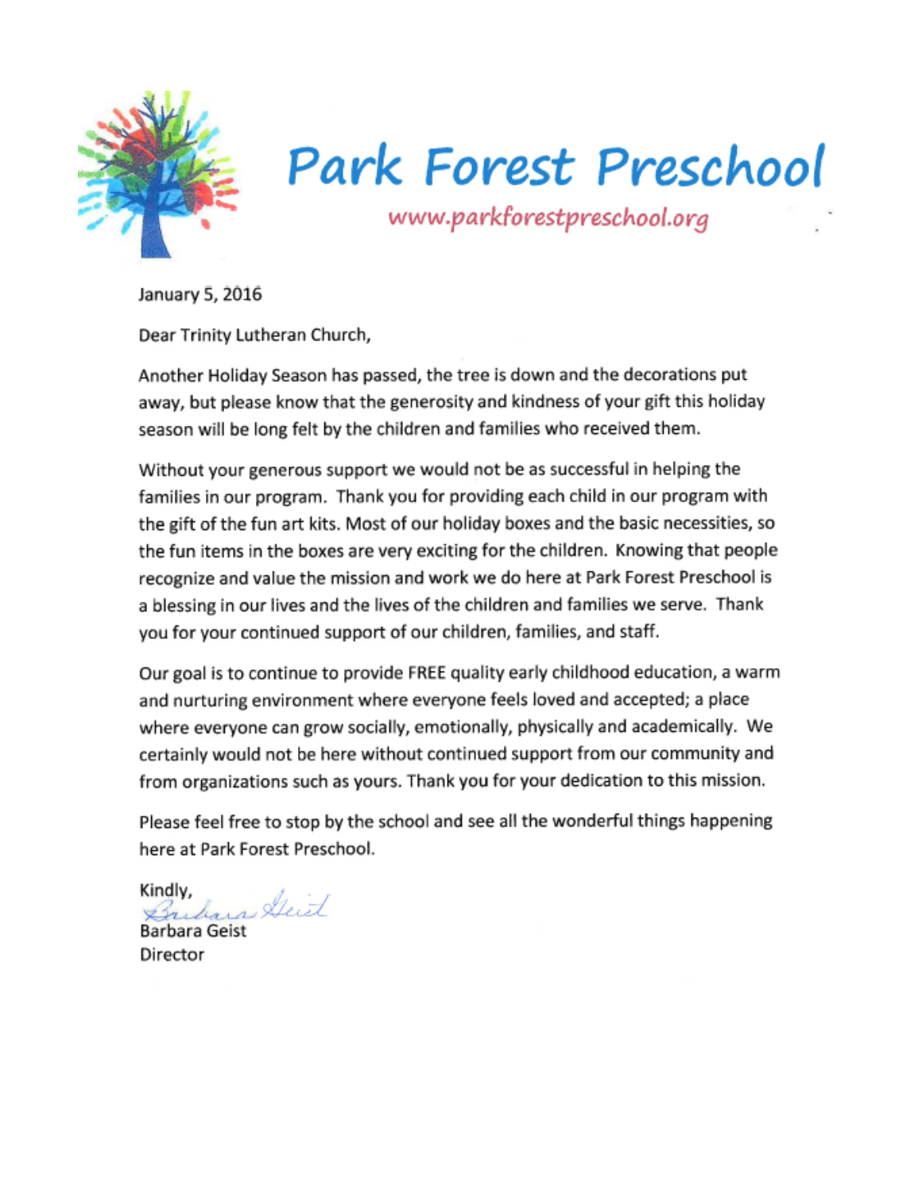# Park Forest Preschool

www.parkforestpreschool.org

January 5, 2016

Dear Trinity Lutheran Church,

Another Holiday Season has passed, the tree is down and the decorations put away, but please know that the generosity and kindness of your gift this holiday season will be long felt by the children and families who received them.

Without your generous support we would not be as successful in helping the families in our program. Thank you for providing each child in our program with the gift of the fun art kits. Most of our holiday boxes and the basic necessities, so the fun items in the boxes are very exciting for the children. Knowing that people recognize and value the mission and work we do here at Park Forest Preschool is a blessing in our lives and the lives of the children and families we serve. Thank you for your continued support of our children, families, and staff.

Our goal is to continue to provide FREE quality early childhood education, a warm and nurturing environment where everyone feels loved and accepted; a place where everyone can grow socially, emotionally, physically and academically. We certainly would not be here without continued support from our community and from organizations such as yours. Thank you for your dedication to this mission.

Please feel free to stop by the school and see all the wonderful things happening here at Park Forest Preschool.

Kindly,

Barbara Geist
Director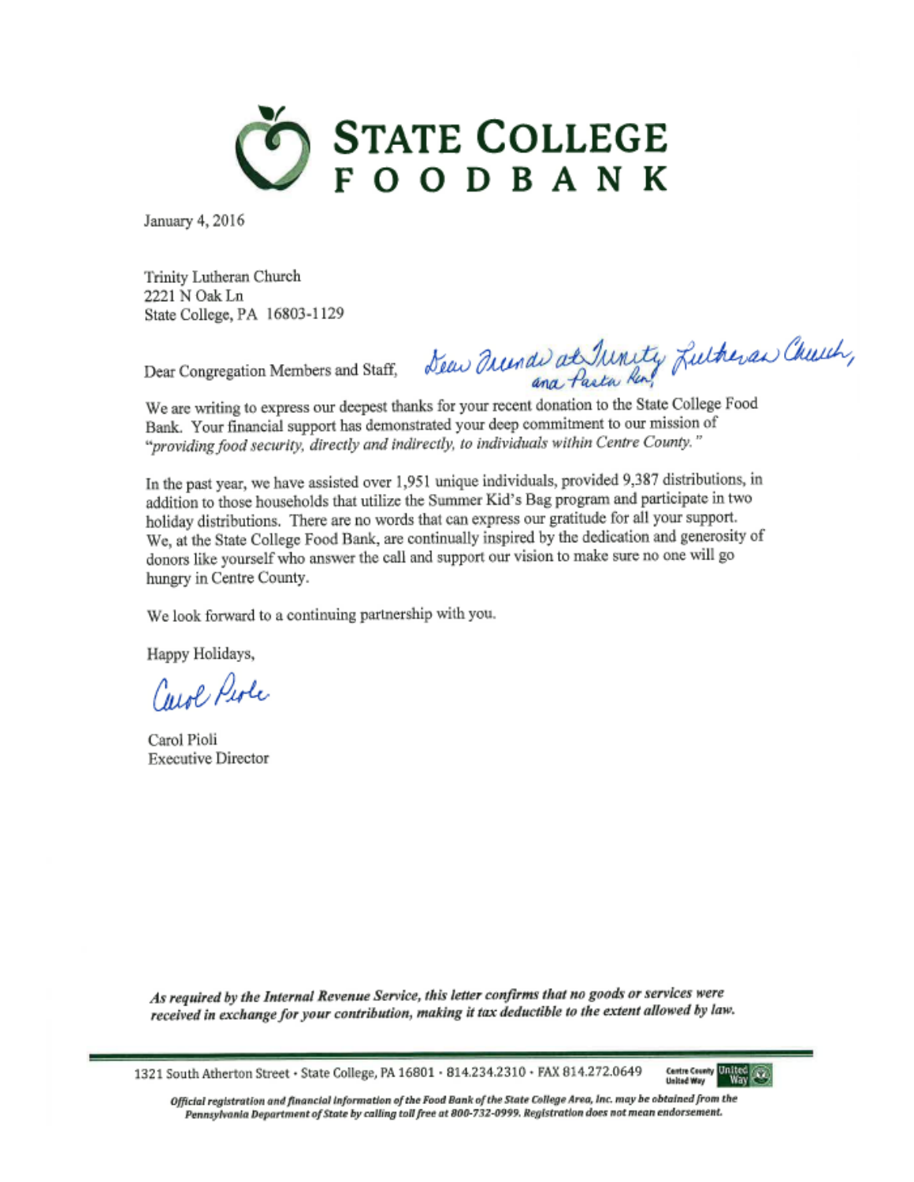# STATE COLLEGE FOODBANK

January 4, 2016

Trinity Lutheran Church
2221 N Oak Ln
State College, PA 16803-1129

Dear Congregation Members and Staff, *Dear Friends at Trinity Lutheran Church, and Pasta Ren!*

We are writing to express our deepest thanks for your recent donation to the State College Food Bank. Your financial support has demonstrated your deep commitment to our mission of *"providing food security, directly and indirectly, to individuals within Centre County."*

In the past year, we have assisted over 1,951 unique individuals, provided 9,387 distributions, in addition to those households that utilize the Summer Kid's Bag program and participate in two holiday distributions. There are no words that can express our gratitude for all your support. We, at the State College Food Bank, are continually inspired by the dedication and generosity of donors like yourself who answer the call and support our vision to make sure no one will go hungry in Centre County.

We look forward to a continuing partnership with you.

Happy Holidays,

*Carol Pioli*

Carol Pioli
Executive Director

***As required by the Internal Revenue Service, this letter confirms that no goods or services were received in exchange for your contribution, making it tax deductible to the extent allowed by law.***

1321 South Atherton Street · State College, PA 16801 · 814.234.2310 · FAX 814.272.0649 Centre County United Way

***Official registration and financial information of the Food Bank of the State College Area, Inc. may be obtained from the Pennsylvania Department of State by calling toll free at 800-732-0999. Registration does not mean endorsement.***